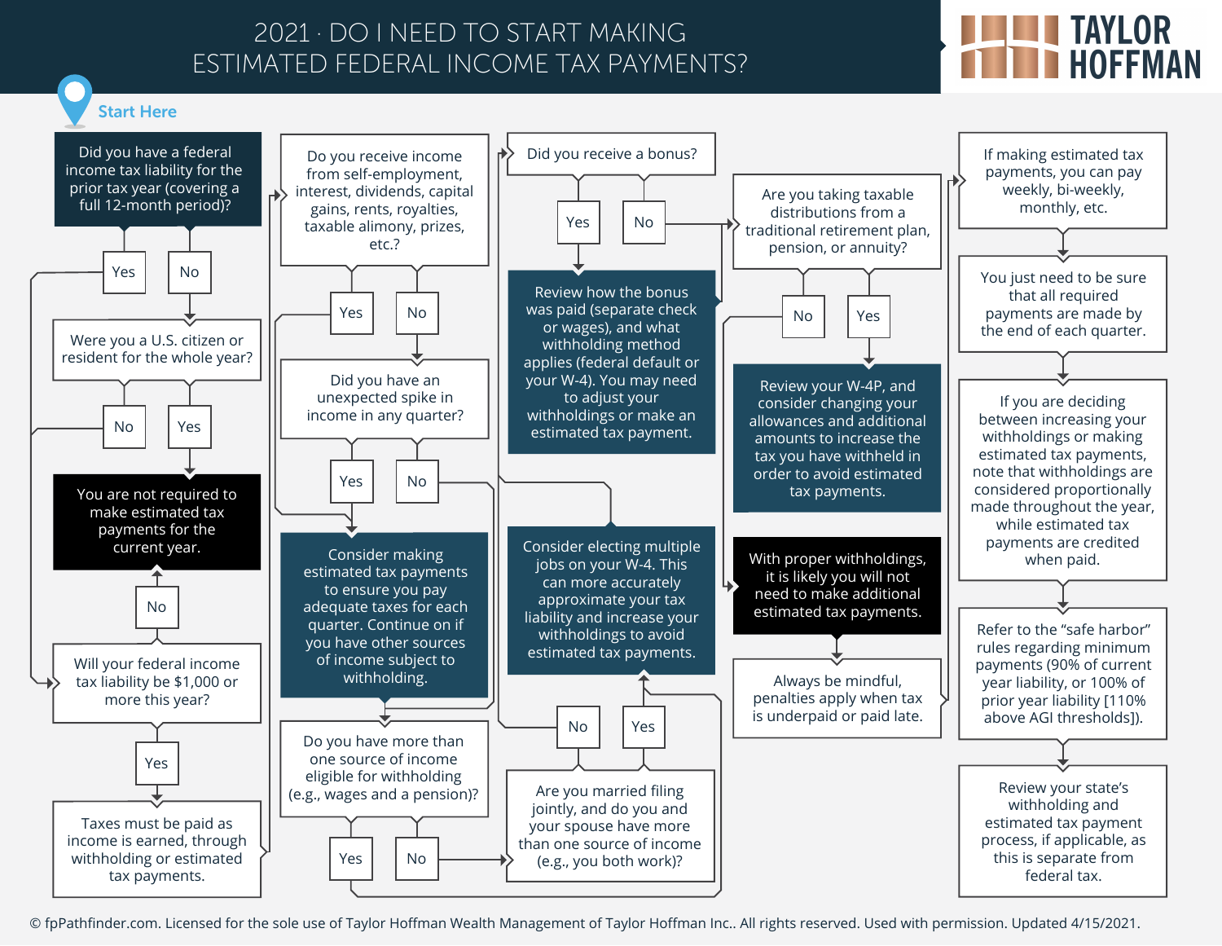# 2021 · DO I NEED TO START MAKING ESTIMATED FEDERAL INCOME TAX PAYMENTS?

TAYLOR HOFFMAN

Start Here

**Did you have a federal income tax liability for the prior tax year (covering a full 12-month period)?**

- Yes → Will your federal income tax liability be $1,000 or more this year?
- No → Were you a U.S. citizen or resident for the whole year?

**Were you a U.S. citizen or resident for the whole year?**

- No → Will your federal income tax liability be $1,000 or more this year?
- Yes → You are not required to make estimated tax payments for the current year.

**Will your federal income tax liability be $1,000 or more this year?**

- No → You are not required to make estimated tax payments for the current year.
- Yes → Taxes must be paid as income is earned, through withholding or estimated tax payments.

**Do you receive income from self-employment, interest, dividends, capital gains, rents, royalties, taxable alimony, prizes, etc.?**

- Yes → Consider making estimated tax payments to ensure you pay adequate taxes for each quarter. Continue on if you have other sources of income subject to withholding.
- No → Did you have an unexpected spike in income in any quarter?

**Did you have an unexpected spike in income in any quarter?**

- Yes → Consider making estimated tax payments to ensure you pay adequate taxes for each quarter. Continue on if you have other sources of income subject to withholding.
- No → Do you have more than one source of income eligible for withholding (e.g., wages and a pension)?

**Do you have more than one source of income eligible for withholding (e.g., wages and a pension)?**

- Yes → Consider electing multiple jobs on your W-4. This can more accurately approximate your tax liability and increase your withholdings to avoid estimated tax payments.
- No → Are you married filing jointly, and do you and your spouse have more than one source of income (e.g., you both work)?

**Are you married filing jointly, and do you and your spouse have more than one source of income (e.g., you both work)?**

- Yes → Consider electing multiple jobs on your W-4. This can more accurately approximate your tax liability and increase your withholdings to avoid estimated tax payments.
- No → Did you receive a bonus?

**Did you receive a bonus?**

- Yes → Review how the bonus was paid (separate check or wages), and what withholding method applies (federal default or your W-4). You may need to adjust your withholdings or make an estimated tax payment.
- No → Are you taking taxable distributions from a traditional retirement plan, pension, or annuity?

**Are you taking taxable distributions from a traditional retirement plan, pension, or annuity?**

- No → With proper withholdings, it is likely you will not need to make additional estimated tax payments.
- Yes → Review your W-4P, and consider changing your allowances and additional amounts to increase the tax you have withheld in order to avoid estimated tax payments.

With proper withholdings, it is likely you will not need to make additional estimated tax payments.

Always be mindful, penalties apply when tax is underpaid or paid late.

If making estimated tax payments, you can pay weekly, bi-weekly, monthly, etc.

You just need to be sure that all required payments are made by the end of each quarter.

If you are deciding between increasing your withholdings or making estimated tax payments, note that withholdings are considered proportionally made throughout the year, while estimated tax payments are credited when paid.

Refer to the "safe harbor" rules regarding minimum payments (90% of current year liability, or 100% of prior year liability [110% above AGI thresholds]).

Review your state's withholding and estimated tax payment process, if applicable, as this is separate from federal tax.

© fpPathfinder.com. Licensed for the sole use of Taylor Hoffman Wealth Management of Taylor Hoffman Inc.. All rights reserved. Used with permission. Updated 4/15/2021.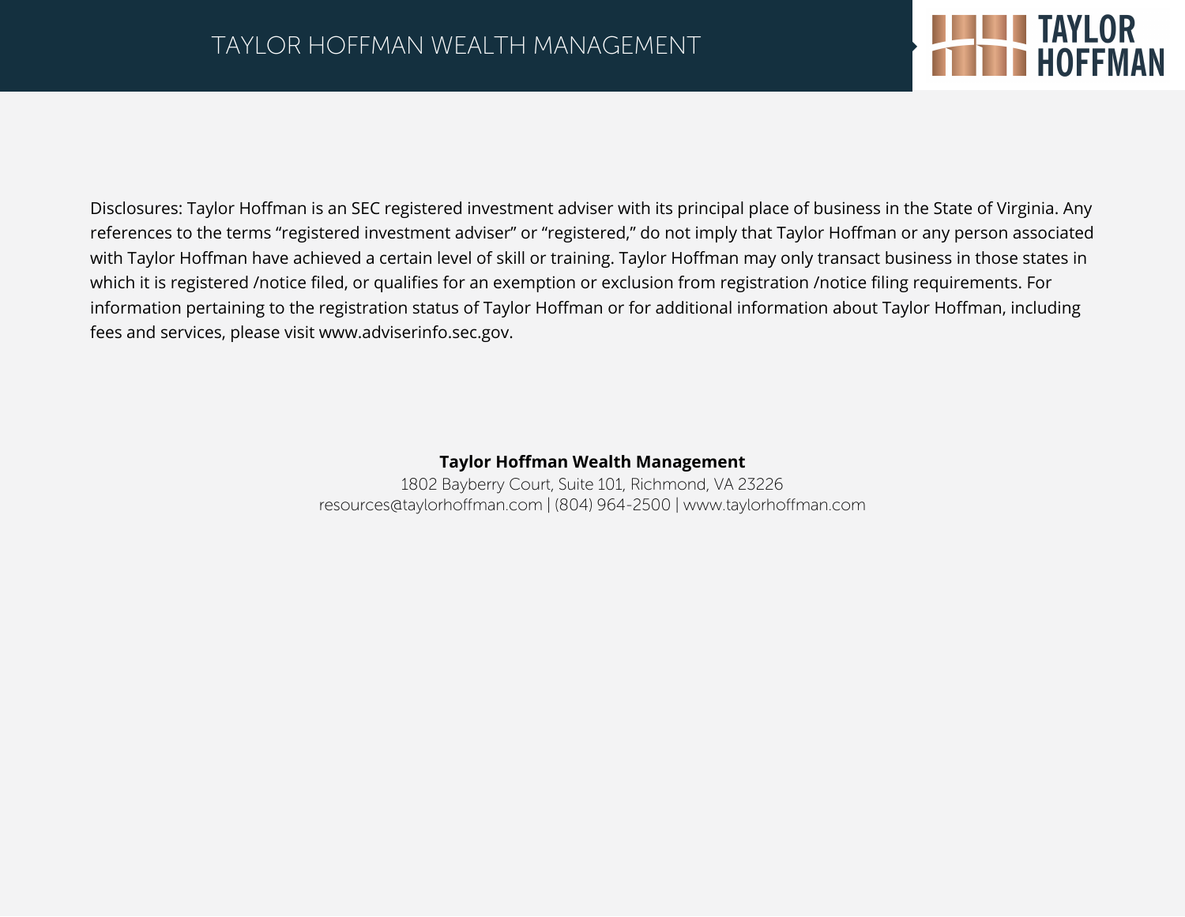Disclosures: Taylor Hoffman is an SEC registered investment adviser with its principal place of business in the State of Virginia. Any references to the terms “registered investment adviser” or “registered,” do not imply that Taylor Hoffman or any person associated with Taylor Hoffman have achieved a certain level of skill or training. Taylor Hoffman may only transact business in those states in which it is registered /notice filed, or qualifies for an exemption or exclusion from registration /notice filing requirements. For information pertaining to the registration status of Taylor Hoffman or for additional information about Taylor Hoffman, including fees and services, please visit www.adviserinfo.sec.gov.

**Taylor Hoffman Wealth Management**
1802 Bayberry Court, Suite 101, Richmond, VA 23226
resources@taylorhoffman.com | (804) 964-2500 | www.taylorhoffman.com